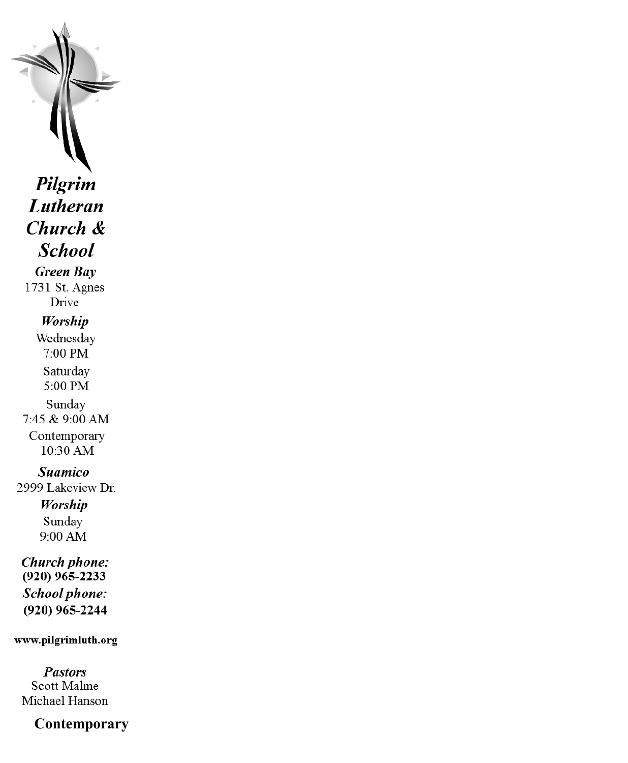# *Pilgrim Lutheran Church & School*

***Green Bay***

1731 St. Agnes Drive

***Worship***

Wednesday
7:00 PM

Saturday
5:00 PM

Sunday
7:45 & 9:00 AM

Contemporary
10:30 AM

***Suamico***

2999 Lakeview Dr.

***Worship***

Sunday
9:00 AM

***Church phone:***
**(920) 965-2233**

***School phone:***
**(920) 965-2244**

**www.pilgrimluth.org**

***Pastors***

Scott Malme
Michael Hanson

**Contemporary**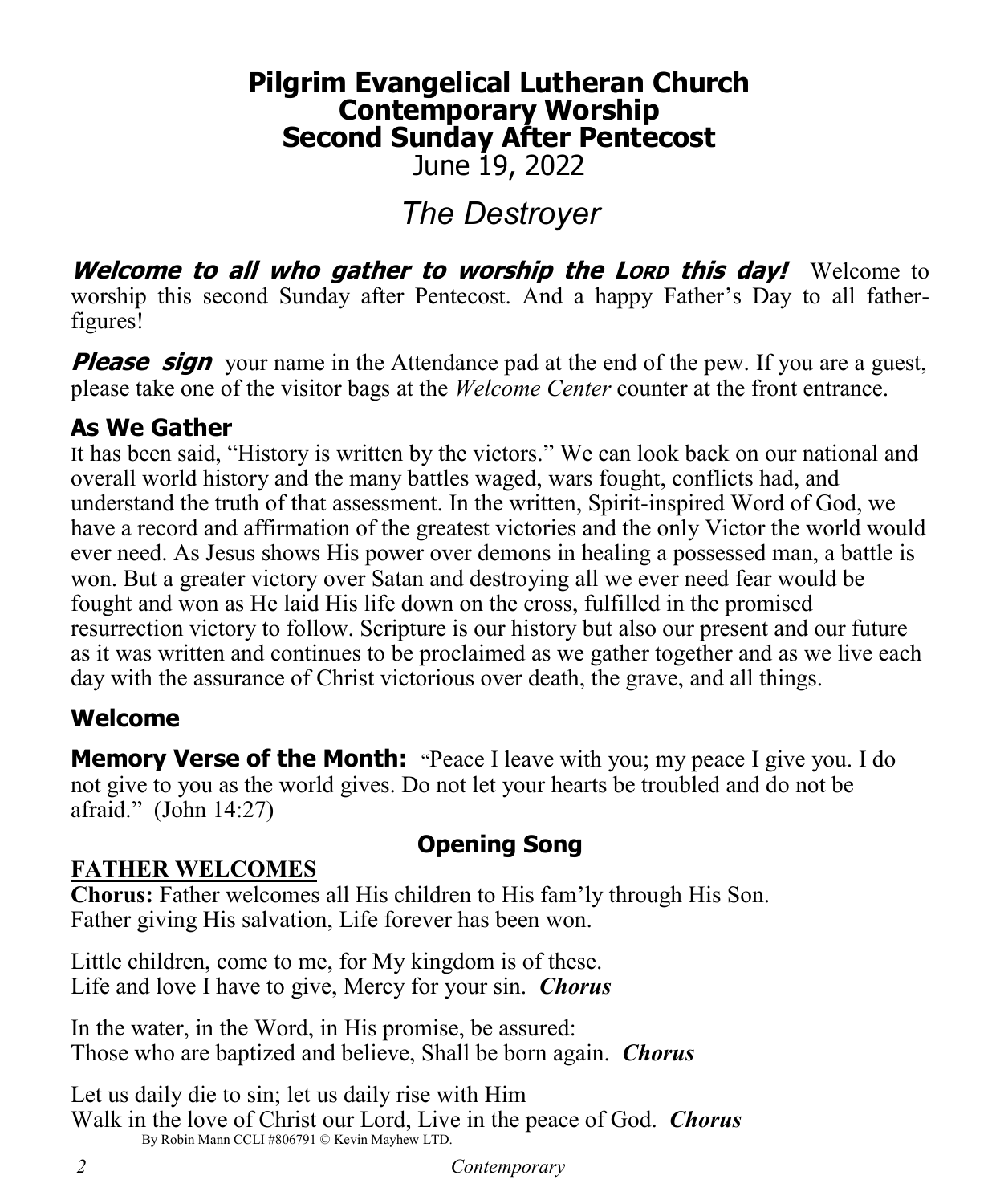# Pilgrim Evangelical Lutheran Church
## Contemporary Worship
## Second Sunday After Pentecost
June 19, 2022

## *The Destroyer*

***Welcome to all who gather to worship the LORD this day!*** Welcome to worship this second Sunday after Pentecost. And a happy Father's Day to all father-figures!

***Please sign*** your name in the Attendance pad at the end of the pew. If you are a guest, please take one of the visitor bags at the *Welcome Center* counter at the front entrance.

### As We Gather

It has been said, "History is written by the victors." We can look back on our national and overall world history and the many battles waged, wars fought, conflicts had, and understand the truth of that assessment. In the written, Spirit-inspired Word of God, we have a record and affirmation of the greatest victories and the only Victor the world would ever need. As Jesus shows His power over demons in healing a possessed man, a battle is won. But a greater victory over Satan and destroying all we ever need fear would be fought and won as He laid His life down on the cross, fulfilled in the promised resurrection victory to follow. Scripture is our history but also our present and our future as it was written and continues to be proclaimed as we gather together and as we live each day with the assurance of Christ victorious over death, the grave, and all things.

### Welcome

**Memory Verse of the Month:** "Peace I leave with you; my peace I give you. I do not give to you as the world gives. Do not let your hearts be troubled and do not be afraid." (John 14:27)

### Opening Song

**FATHER WELCOMES**

**Chorus:** Father welcomes all His children to His fam'ly through His Son.
Father giving His salvation, Life forever has been won.

Little children, come to me, for My kingdom is of these.
Life and love I have to give, Mercy for your sin. ***Chorus***

In the water, in the Word, in His promise, be assured:
Those who are baptized and believe, Shall be born again. ***Chorus***

Let us daily die to sin; let us daily rise with Him
Walk in the love of Christ our Lord, Live in the peace of God. ***Chorus***

By Robin Mann CCLI #806791 © Kevin Mayhew LTD.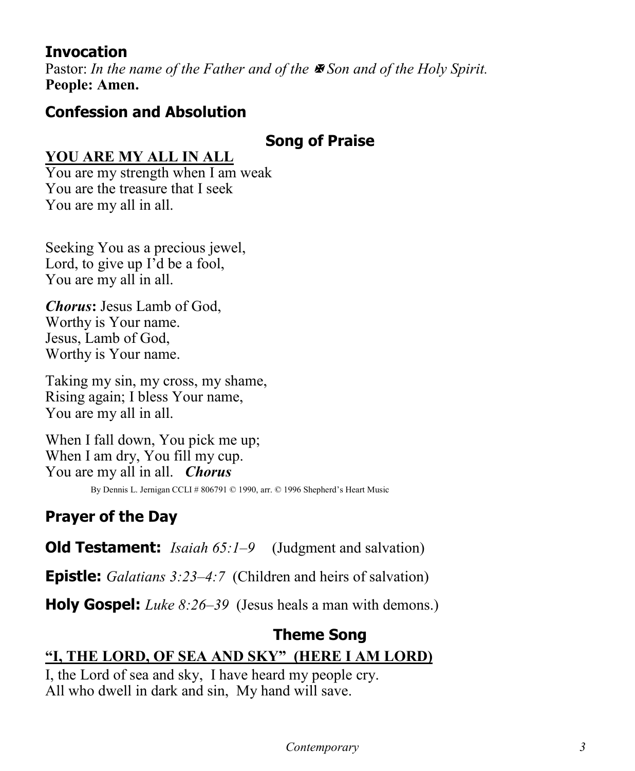## Invocation

Pastor: *In the name of the Father and of the ✠ Son and of the Holy Spirit.*
**People: Amen.**

## Confession and Absolution

## Song of Praise

**YOU ARE MY ALL IN ALL**

You are my strength when I am weak
You are the treasure that I seek
You are my all in all.

Seeking You as a precious jewel,
Lord, to give up I'd be a fool,
You are my all in all.

***Chorus*:** Jesus Lamb of God,
Worthy is Your name.
Jesus, Lamb of God,
Worthy is Your name.

Taking my sin, my cross, my shame,
Rising again; I bless Your name,
You are my all in all.

When I fall down, You pick me up;
When I am dry, You fill my cup.
You are my all in all. ***Chorus***

By Dennis L. Jernigan CCLI # 806791 © 1990, arr. © 1996 Shepherd's Heart Music

## Prayer of the Day

**Old Testament:** *Isaiah 65:1–9* (Judgment and salvation)

**Epistle:** *Galatians 3:23–4:7* (Children and heirs of salvation)

**Holy Gospel:** *Luke 8:26–39* (Jesus heals a man with demons.)

## Theme Song

**"I, THE LORD, OF SEA AND SKY" (HERE I AM LORD)**

I, the Lord of sea and sky, I have heard my people cry.
All who dwell in dark and sin, My hand will save.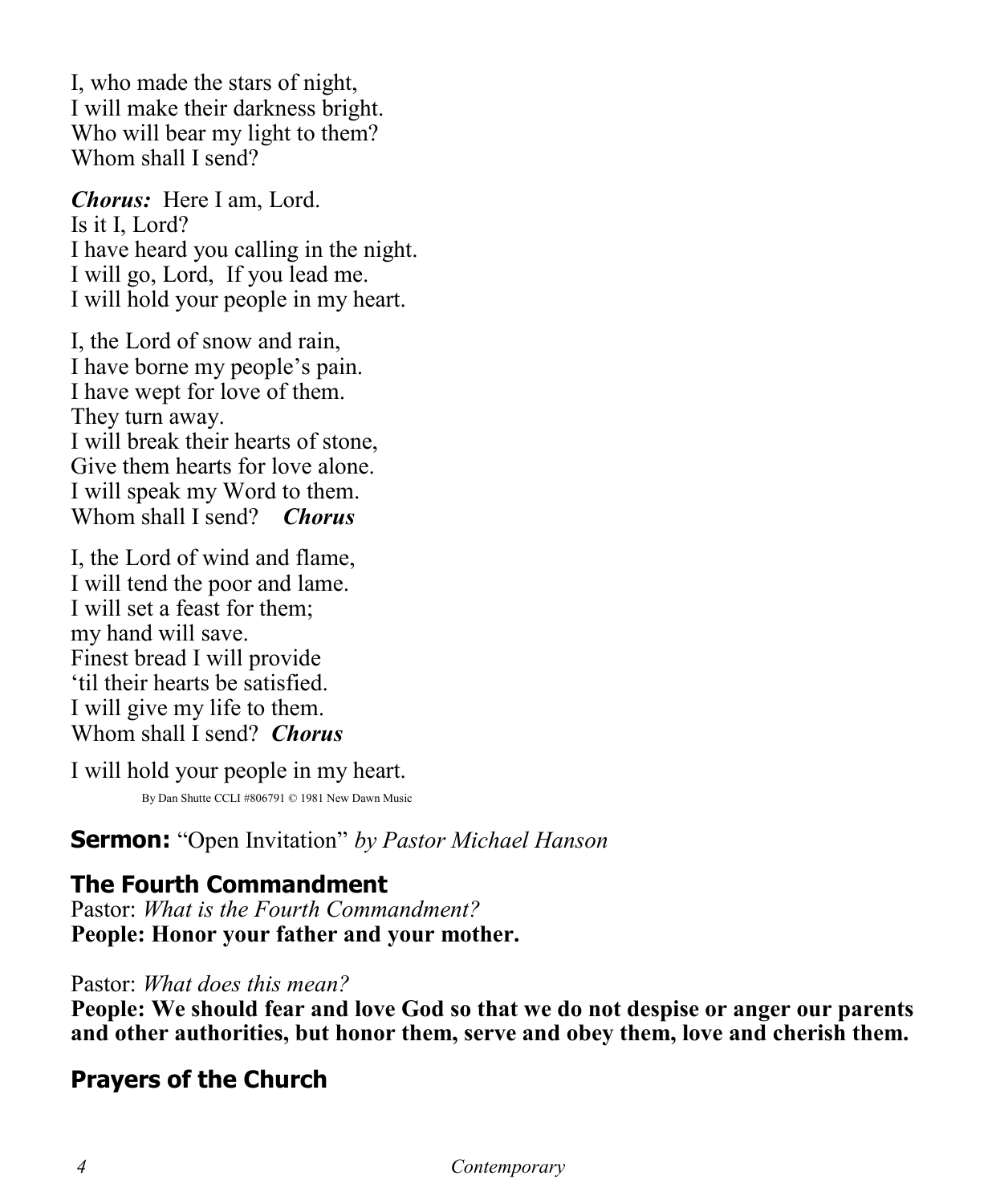I, who made the stars of night,
I will make their darkness bright.
Who will bear my light to them?
Whom shall I send?

***Chorus:*** Here I am, Lord.
Is it I, Lord?
I have heard you calling in the night.
I will go, Lord, If you lead me.
I will hold your people in my heart.

I, the Lord of snow and rain,
I have borne my people's pain.
I have wept for love of them.
They turn away.
I will break their hearts of stone,
Give them hearts for love alone.
I will speak my Word to them.
Whom shall I send? ***Chorus***

I, the Lord of wind and flame,
I will tend the poor and lame.
I will set a feast for them;
my hand will save.
Finest bread I will provide
'til their hearts be satisfied.
I will give my life to them.
Whom shall I send? ***Chorus***

I will hold your people in my heart.

By Dan Shutte CCLI #806791 © 1981 New Dawn Music

**Sermon:** "Open Invitation" *by Pastor Michael Hanson*

## The Fourth Commandment

Pastor: *What is the Fourth Commandment?*
**People: Honor your father and your mother.**

Pastor: *What does this mean?*
**People: We should fear and love God so that we do not despise or anger our parents and other authorities, but honor them, serve and obey them, love and cherish them.**

## Prayers of the Church

*Contemporary*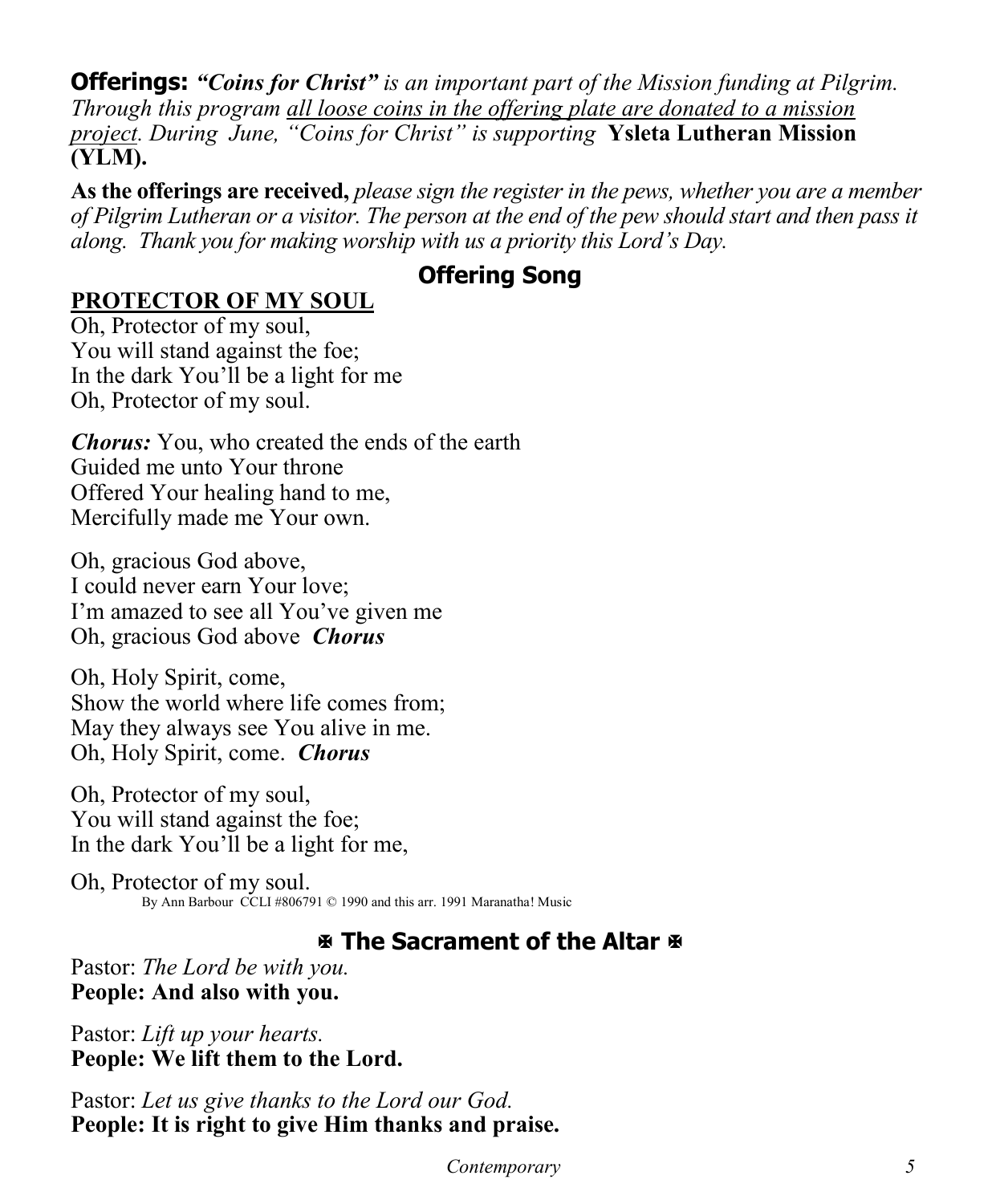**Offerings:** ***"Coins for Christ"*** *is an important part of the Mission funding at Pilgrim. Through this program* *<u>all loose coins in the offering plate are donated to a mission project</u>. During June, "Coins for Christ" is supporting* **Ysleta Lutheran Mission (YLM).**

**As the offerings are received,** *please sign the register in the pews, whether you are a member of Pilgrim Lutheran or a visitor. The person at the end of the pew should start and then pass it along. Thank you for making worship with us a priority this Lord's Day.*

## Offering Song

**<u>PROTECTOR OF MY SOUL</u>**

Oh, Protector of my soul,
You will stand against the foe;
In the dark You'll be a light for me
Oh, Protector of my soul.

***Chorus:*** You, who created the ends of the earth
Guided me unto Your throne
Offered Your healing hand to me,
Mercifully made me Your own.

Oh, gracious God above,
I could never earn Your love;
I'm amazed to see all You've given me
Oh, gracious God above ***Chorus***

Oh, Holy Spirit, come,
Show the world where life comes from;
May they always see You alive in me.
Oh, Holy Spirit, come. ***Chorus***

Oh, Protector of my soul,
You will stand against the foe;
In the dark You'll be a light for me,

Oh, Protector of my soul.
By Ann Barbour CCLI #806791 © 1990 and this arr. 1991 Maranatha! Music

## ✠ The Sacrament of the Altar ✠

Pastor: *The Lord be with you.*
**People: And also with you.**

Pastor: *Lift up your hearts.*
**People: We lift them to the Lord.**

Pastor: *Let us give thanks to the Lord our God.*
**People: It is right to give Him thanks and praise.**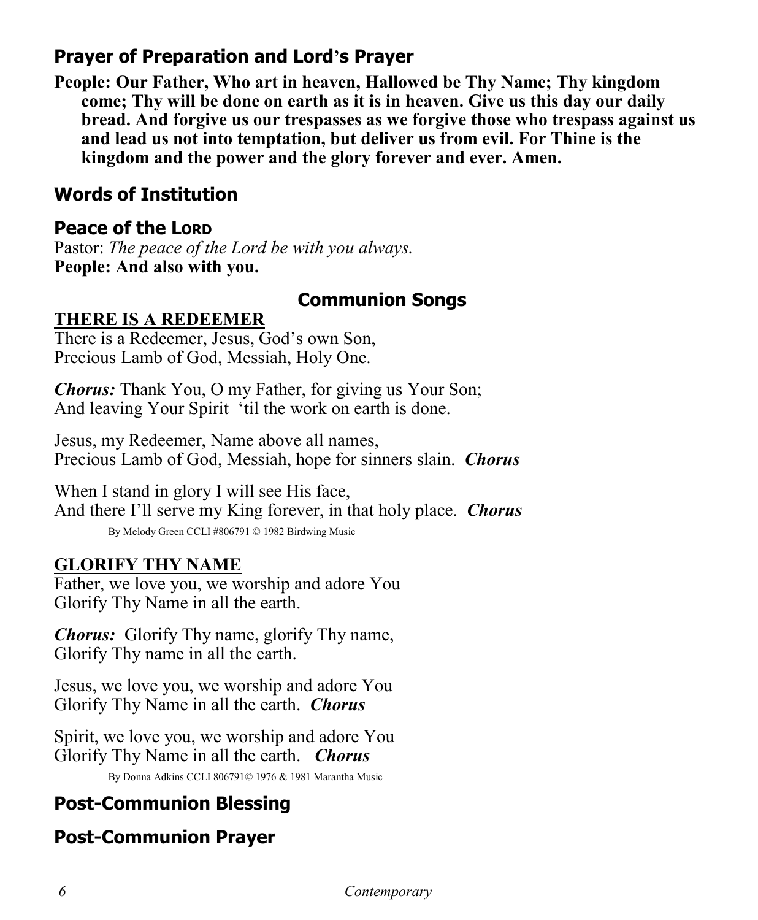## Prayer of Preparation and Lord's Prayer

**People: Our Father, Who art in heaven, Hallowed be Thy Name; Thy kingdom come; Thy will be done on earth as it is in heaven. Give us this day our daily bread. And forgive us our trespasses as we forgive those who trespass against us and lead us not into temptation, but deliver us from evil. For Thine is the kingdom and the power and the glory forever and ever. Amen.**

## Words of Institution

## Peace of the Lord

Pastor: *The peace of the Lord be with you always.*
**People: And also with you.**

## Communion Songs

### THERE IS A REDEEMER

There is a Redeemer, Jesus, God's own Son,
Precious Lamb of God, Messiah, Holy One.

***Chorus:*** Thank You, O my Father, for giving us Your Son;
And leaving Your Spirit 'til the work on earth is done.

Jesus, my Redeemer, Name above all names,
Precious Lamb of God, Messiah, hope for sinners slain. ***Chorus***

When I stand in glory I will see His face,
And there I'll serve my King forever, in that holy place. ***Chorus***

By Melody Green CCLI #806791 © 1982 Birdwing Music

### GLORIFY THY NAME

Father, we love you, we worship and adore You
Glorify Thy Name in all the earth.

***Chorus:*** Glorify Thy name, glorify Thy name,
Glorify Thy name in all the earth.

Jesus, we love you, we worship and adore You
Glorify Thy Name in all the earth. ***Chorus***

Spirit, we love you, we worship and adore You
Glorify Thy Name in all the earth. ***Chorus***

By Donna Adkins CCLI 806791© 1976 & 1981 Marantha Music

## Post-Communion Blessing

## Post-Communion Prayer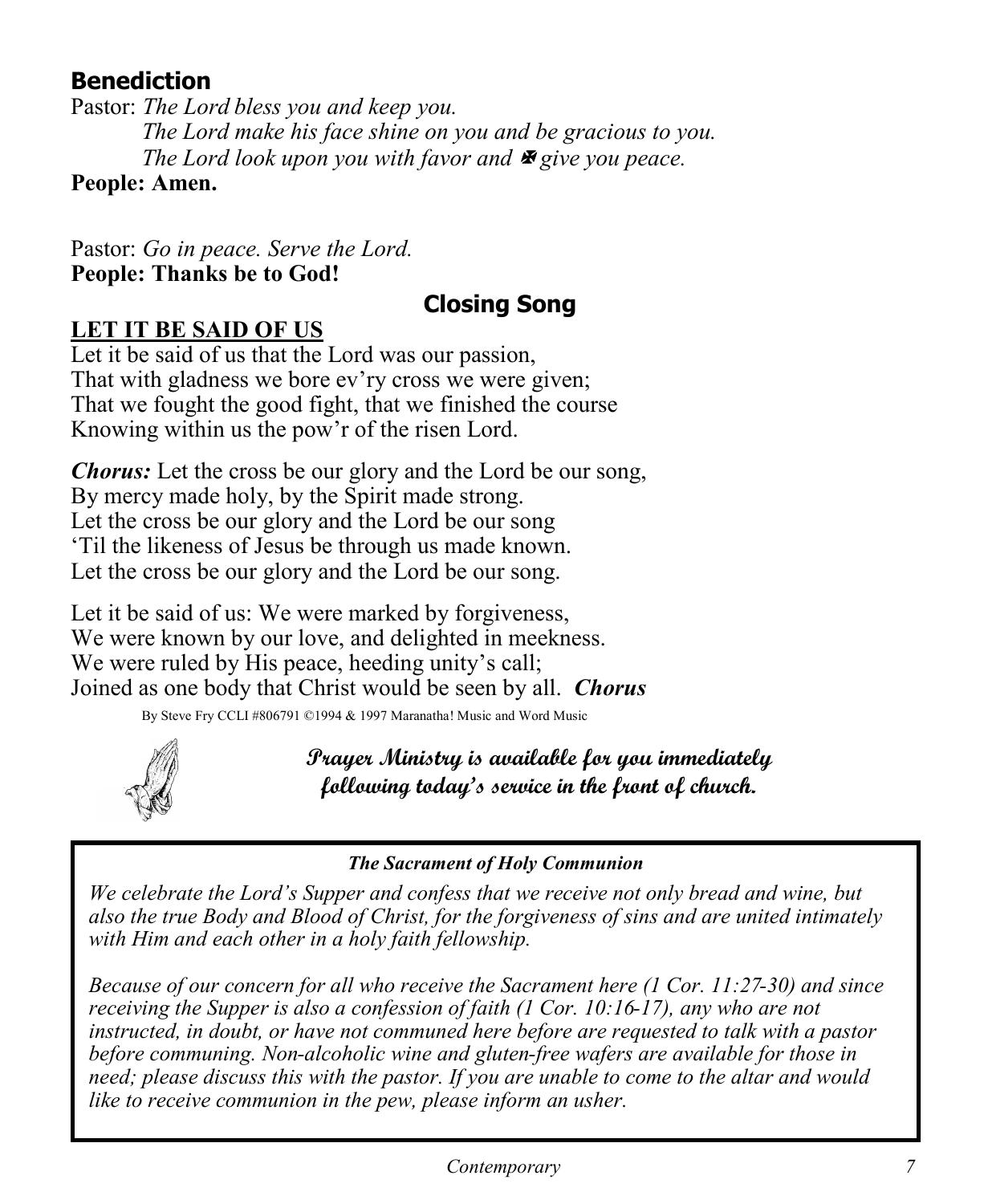## Benediction

Pastor: *The Lord bless you and keep you.*
*The Lord make his face shine on you and be gracious to you.*
*The Lord look upon you with favor and ✠ give you peace.*

**People: Amen.**

Pastor: *Go in peace. Serve the Lord.*
**People: Thanks be to God!**

## Closing Song

**LET IT BE SAID OF US**

Let it be said of us that the Lord was our passion,
That with gladness we bore ev'ry cross we were given;
That we fought the good fight, that we finished the course
Knowing within us the pow'r of the risen Lord.

***Chorus:*** Let the cross be our glory and the Lord be our song,
By mercy made holy, by the Spirit made strong.
Let the cross be our glory and the Lord be our song
'Til the likeness of Jesus be through us made known.
Let the cross be our glory and the Lord be our song.

Let it be said of us: We were marked by forgiveness,
We were known by our love, and delighted in meekness.
We were ruled by His peace, heeding unity's call;
Joined as one body that Christ would be seen by all. ***Chorus***

By Steve Fry CCLI #806791 ©1994 & 1997 Maranatha! Music and Word Music

**Prayer Ministry is available for you immediately following today's service in the front of church.**

***The Sacrament of Holy Communion***

*We celebrate the Lord's Supper and confess that we receive not only bread and wine, but also the true Body and Blood of Christ, for the forgiveness of sins and are united intimately with Him and each other in a holy faith fellowship.*

*Because of our concern for all who receive the Sacrament here (1 Cor. 11:27-30) and since receiving the Supper is also a confession of faith (1 Cor. 10:16-17), any who are not instructed, in doubt, or have not communed here before are requested to talk with a pastor before communing. Non-alcoholic wine and gluten-free wafers are available for those in need; please discuss this with the pastor. If you are unable to come to the altar and would like to receive communion in the pew, please inform an usher.*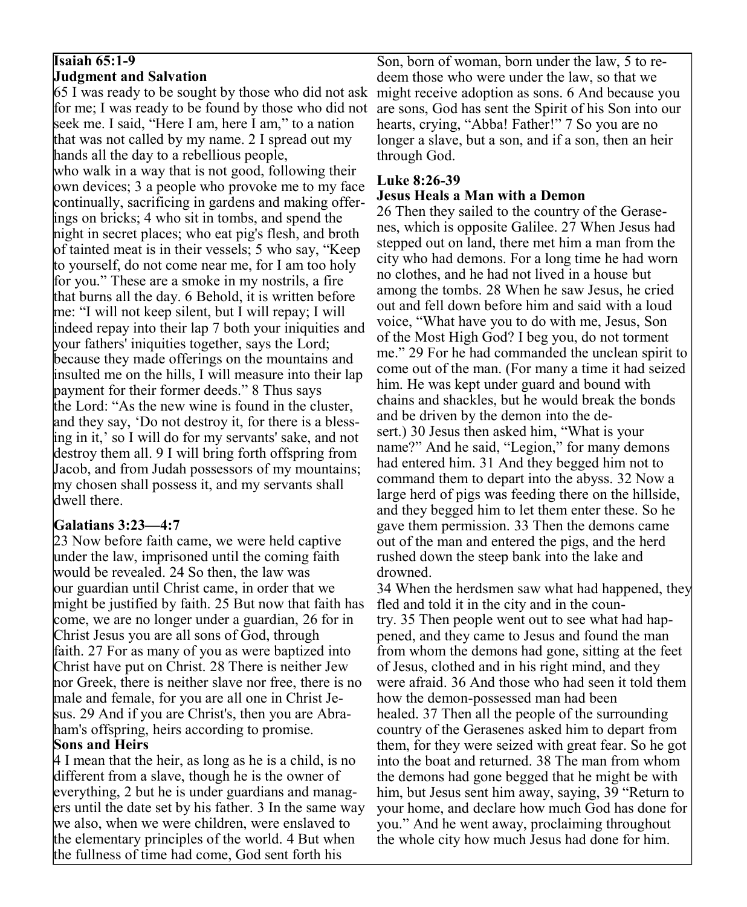**Isaiah 65:1-9**
**Judgment and Salvation**

65 I was ready to be sought by those who did not ask for me; I was ready to be found by those who did not seek me. I said, "Here I am, here I am," to a nation that was not called by my name. 2 I spread out my hands all the day to a rebellious people, who walk in a way that is not good, following their own devices; 3 a people who provoke me to my face continually, sacrificing in gardens and making offerings on bricks; 4 who sit in tombs, and spend the night in secret places; who eat pig's flesh, and broth of tainted meat is in their vessels; 5 who say, "Keep to yourself, do not come near me, for I am too holy for you." These are a smoke in my nostrils, a fire that burns all the day. 6 Behold, it is written before me: "I will not keep silent, but I will repay; I will indeed repay into their lap 7 both your iniquities and your fathers' iniquities together, says the Lord; because they made offerings on the mountains and insulted me on the hills, I will measure into their lap payment for their former deeds." 8 Thus says the Lord: "As the new wine is found in the cluster, and they say, 'Do not destroy it, for there is a blessing in it,' so I will do for my servants' sake, and not destroy them all. 9 I will bring forth offspring from Jacob, and from Judah possessors of my mountains; my chosen shall possess it, and my servants shall dwell there.

**Galatians 3:23—4:7**

23 Now before faith came, we were held captive under the law, imprisoned until the coming faith would be revealed. 24 So then, the law was our guardian until Christ came, in order that we might be justified by faith. 25 But now that faith has come, we are no longer under a guardian, 26 for in Christ Jesus you are all sons of God, through faith. 27 For as many of you as were baptized into Christ have put on Christ. 28 There is neither Jew nor Greek, there is neither slave nor free, there is no male and female, for you are all one in Christ Jesus. 29 And if you are Christ's, then you are Abraham's offspring, heirs according to promise.

**Sons and Heirs**

4 I mean that the heir, as long as he is a child, is no different from a slave, though he is the owner of everything, 2 but he is under guardians and managers until the date set by his father. 3 In the same way we also, when we were children, were enslaved to the elementary principles of the world. 4 But when the fullness of time had come, God sent forth his Son, born of woman, born under the law, 5 to redeem those who were under the law, so that we might receive adoption as sons. 6 And because you are sons, God has sent the Spirit of his Son into our hearts, crying, "Abba! Father!" 7 So you are no longer a slave, but a son, and if a son, then an heir through God.

**Luke 8:26-39**
**Jesus Heals a Man with a Demon**

26 Then they sailed to the country of the Gerasenes, which is opposite Galilee. 27 When Jesus had stepped out on land, there met him a man from the city who had demons. For a long time he had worn no clothes, and he had not lived in a house but among the tombs. 28 When he saw Jesus, he cried out and fell down before him and said with a loud voice, "What have you to do with me, Jesus, Son of the Most High God? I beg you, do not torment me." 29 For he had commanded the unclean spirit to come out of the man. (For many a time it had seized him. He was kept under guard and bound with chains and shackles, but he would break the bonds and be driven by the demon into the desert.) 30 Jesus then asked him, "What is your name?" And he said, "Legion," for many demons had entered him. 31 And they begged him not to command them to depart into the abyss. 32 Now a large herd of pigs was feeding there on the hillside, and they begged him to let them enter these. So he gave them permission. 33 Then the demons came out of the man and entered the pigs, and the herd rushed down the steep bank into the lake and drowned.

34 When the herdsmen saw what had happened, they fled and told it in the city and in the country. 35 Then people went out to see what had happened, and they came to Jesus and found the man from whom the demons had gone, sitting at the feet of Jesus, clothed and in his right mind, and they were afraid. 36 And those who had seen it told them how the demon-possessed man had been healed. 37 Then all the people of the surrounding country of the Gerasenes asked him to depart from them, for they were seized with great fear. So he got into the boat and returned. 38 The man from whom the demons had gone begged that he might be with him, but Jesus sent him away, saying, 39 "Return to your home, and declare how much God has done for you." And he went away, proclaiming throughout the whole city how much Jesus had done for him.